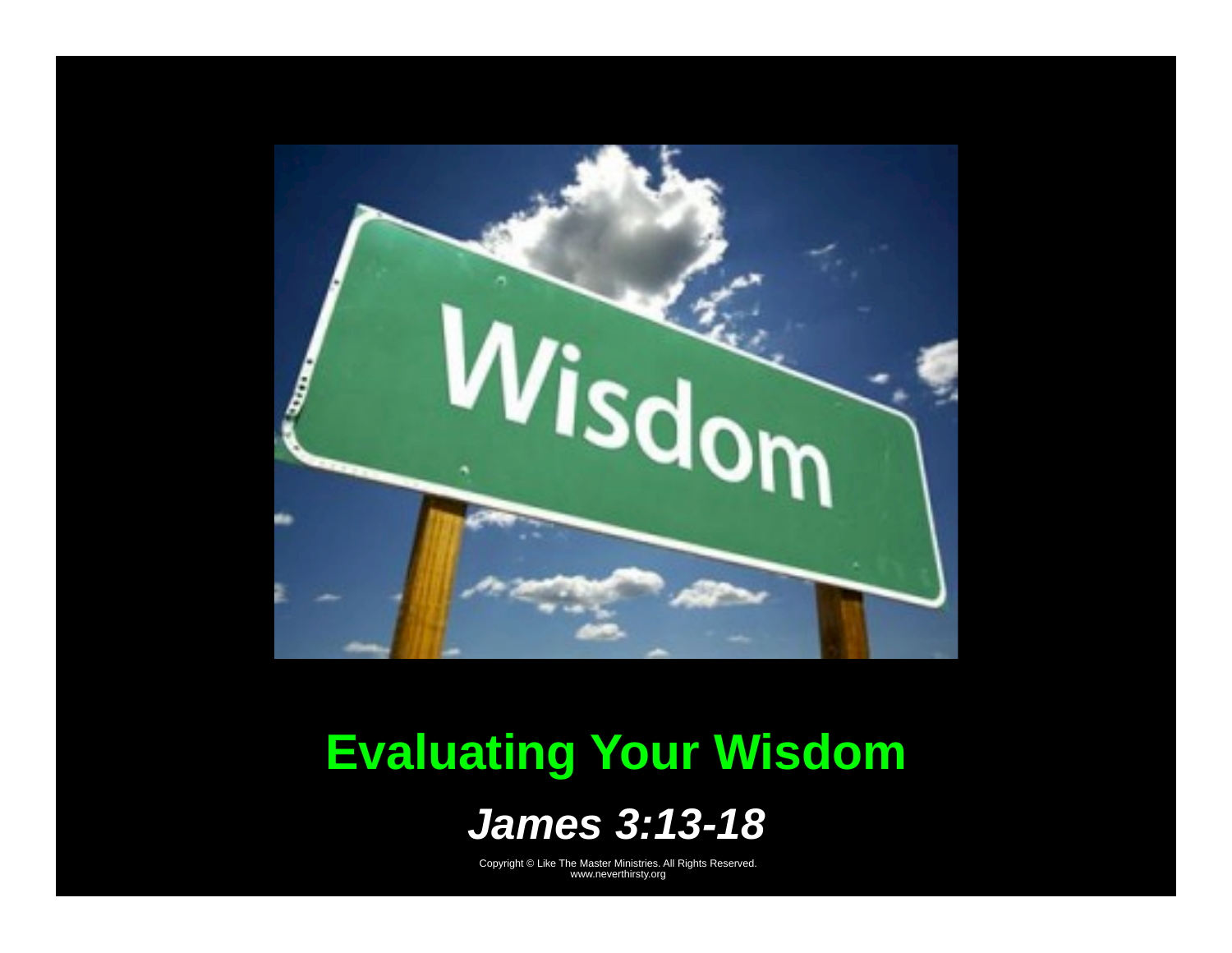# Evaluating Your Wisdom

## *James 3:13-18*

Copyright © Like The Master Ministries. All Rights Reserved.
www.neverthirsty.org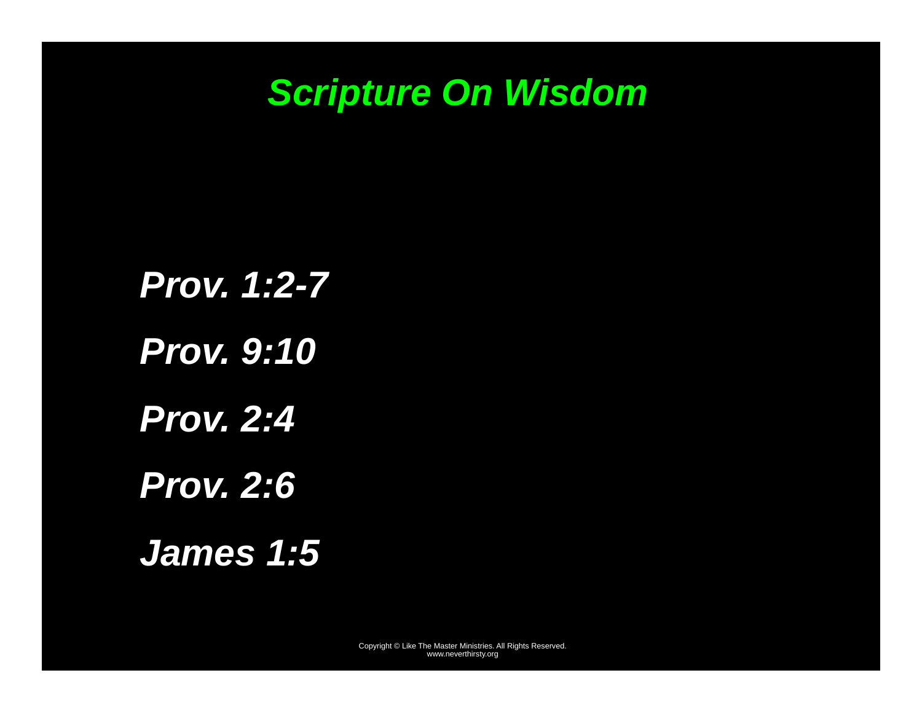# *Scripture On Wisdom*

***Prov. 1:2-7***

***Prov. 9:10***

***Prov. 2:4***

***Prov. 2:6***

***James 1:5***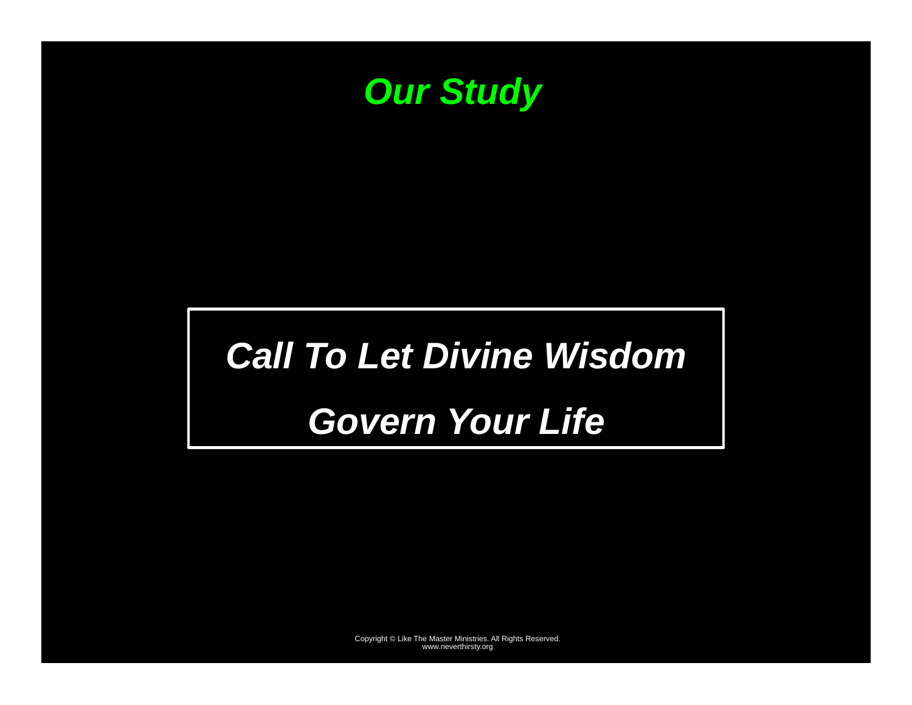# *Our Study*

***Call To Let Divine Wisdom***

***Govern Your Life***

Copyright © Like The Master Ministries. All Rights Reserved.
www.neverthirsty.org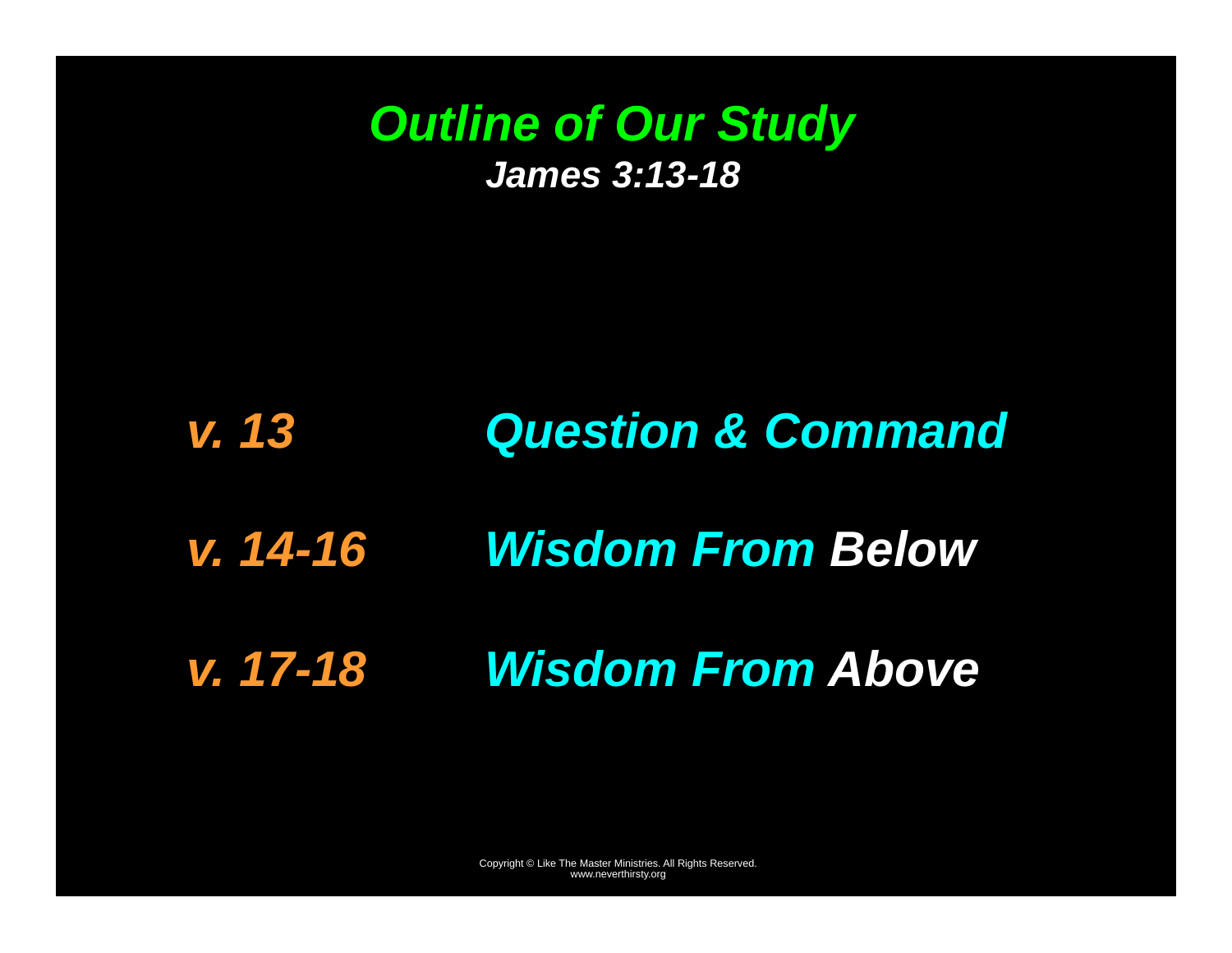# *Outline of Our Study*

***James 3:13-18***

| | |
|---|---|
| ***v. 13*** | ***Question & Command*** |
| ***v. 14-16*** | ***Wisdom From Below*** |
| ***v. 17-18*** | ***Wisdom From Above*** |

Copyright © Like The Master Ministries. All Rights Reserved.
www.neverthirsty.org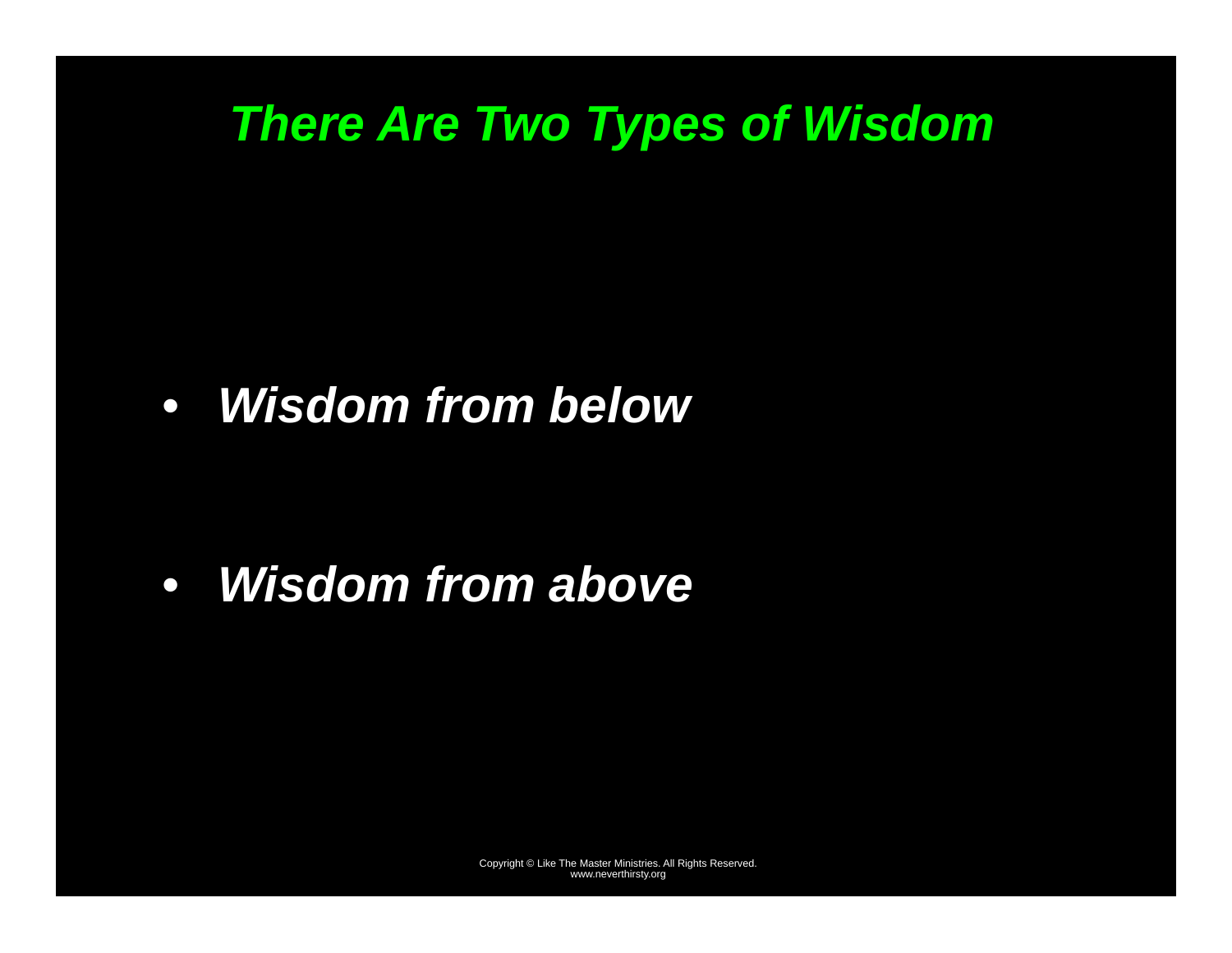# *There Are Two Types of Wisdom*

- ***Wisdom from below***
- ***Wisdom from above***

Copyright © Like The Master Ministries. All Rights Reserved.
www.neverthirsty.org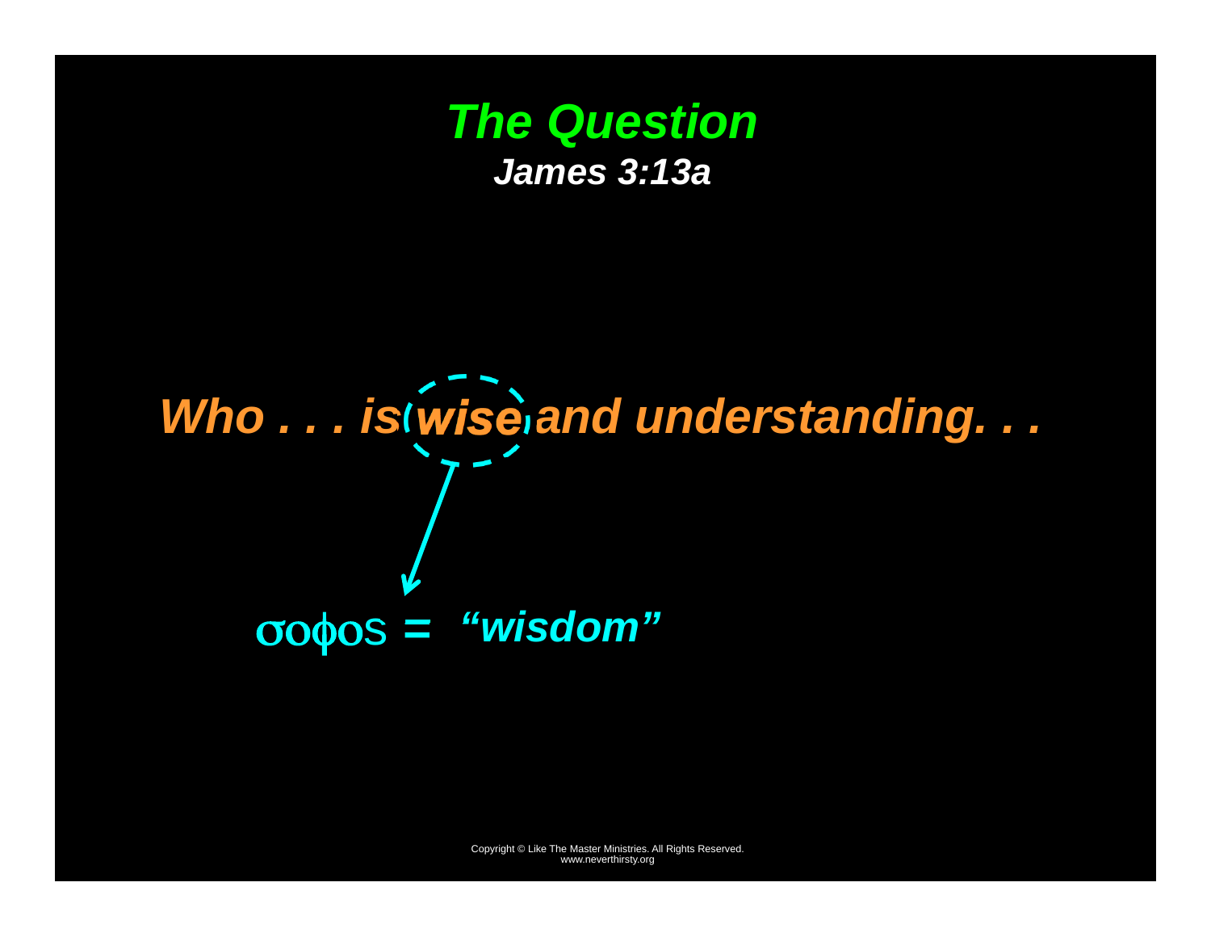# *The Question*

***James 3:13a***

***Who . . . is wise and understanding. . .***

σοφος = ***"wisdom"***

Copyright © Like The Master Ministries. All Rights Reserved.
www.neverthirsty.org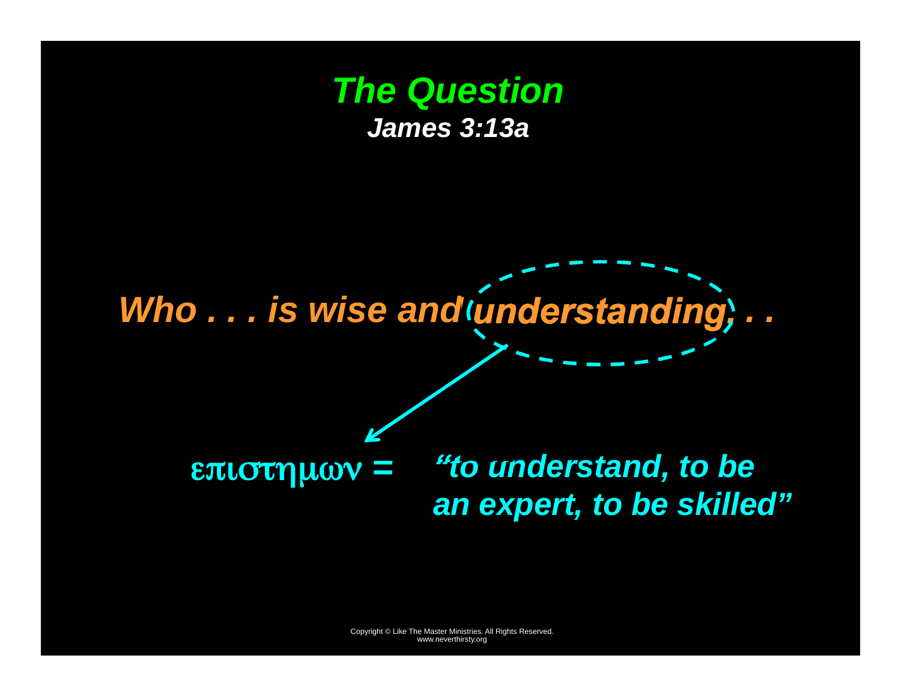# *The Question*

***James 3:13a***

***Who . . . is wise and understanding, . .***

επιστημων = ***"to understand, to be an expert, to be skilled"***

Copyright © Like The Master Ministries. All Rights Reserved.
www.neverthirsty.org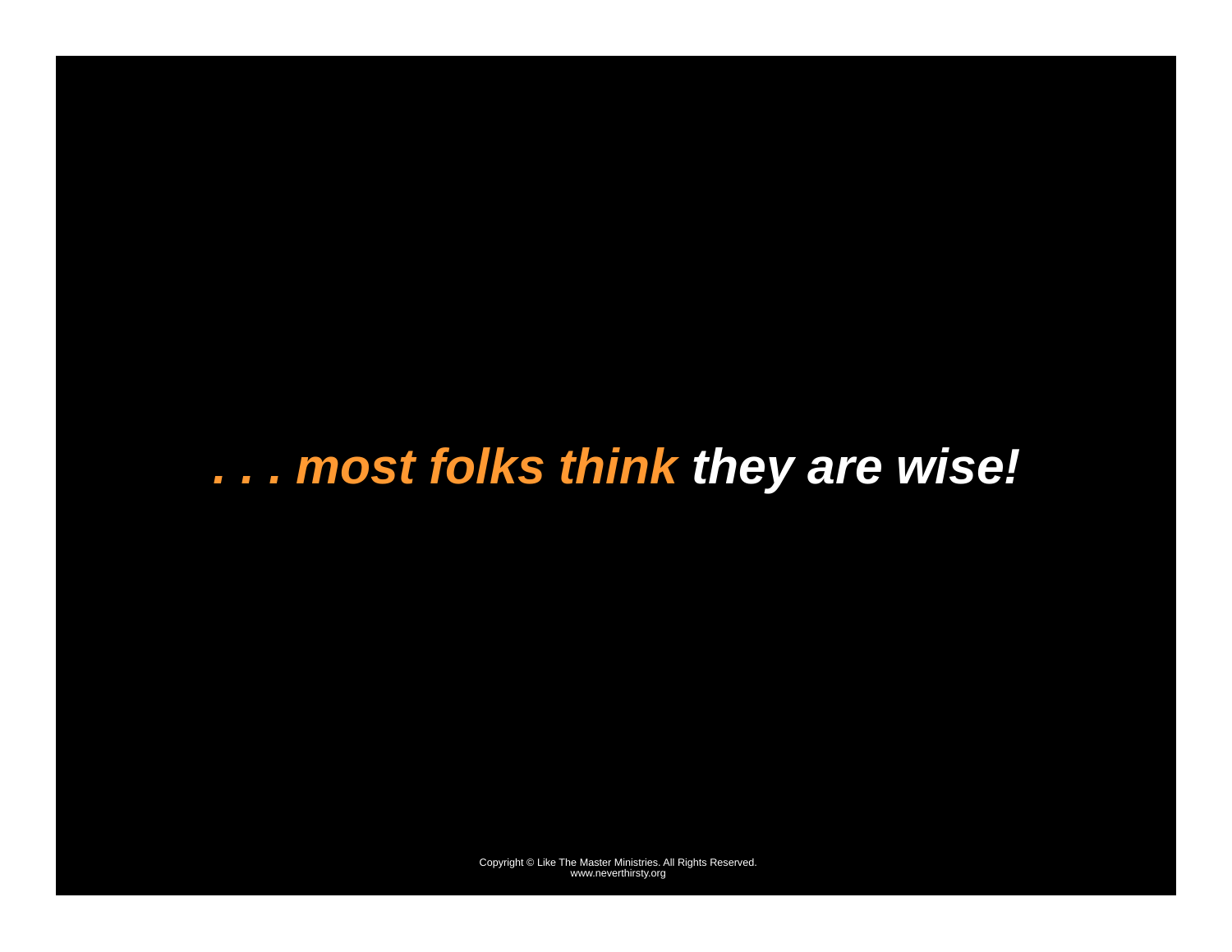***. . . most folks think they are wise!***

Copyright © Like The Master Ministries. All Rights Reserved.
www.neverthirsty.org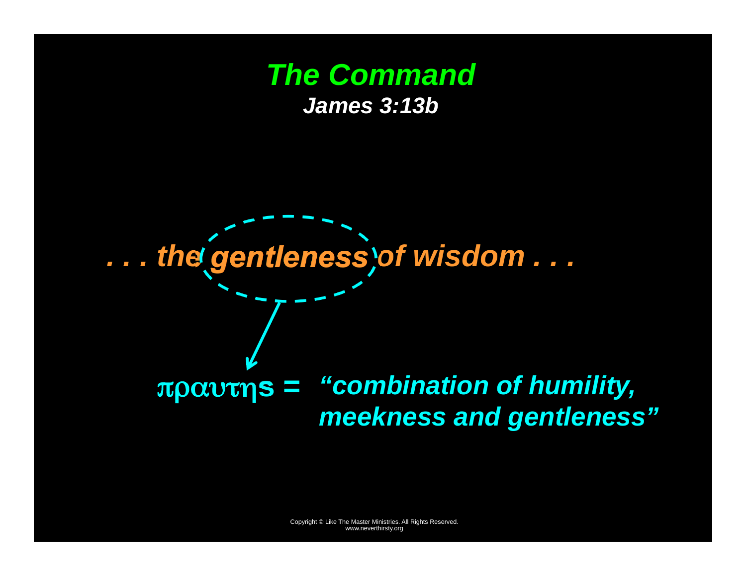# *The Command*

***James 3:13b***

***. . . the gentleness of wisdom . . .***

**πραυτηs =** ***"combination of humility, meekness and gentleness"***

Copyright © Like The Master Ministries. All Rights Reserved.
www.neverthirsty.org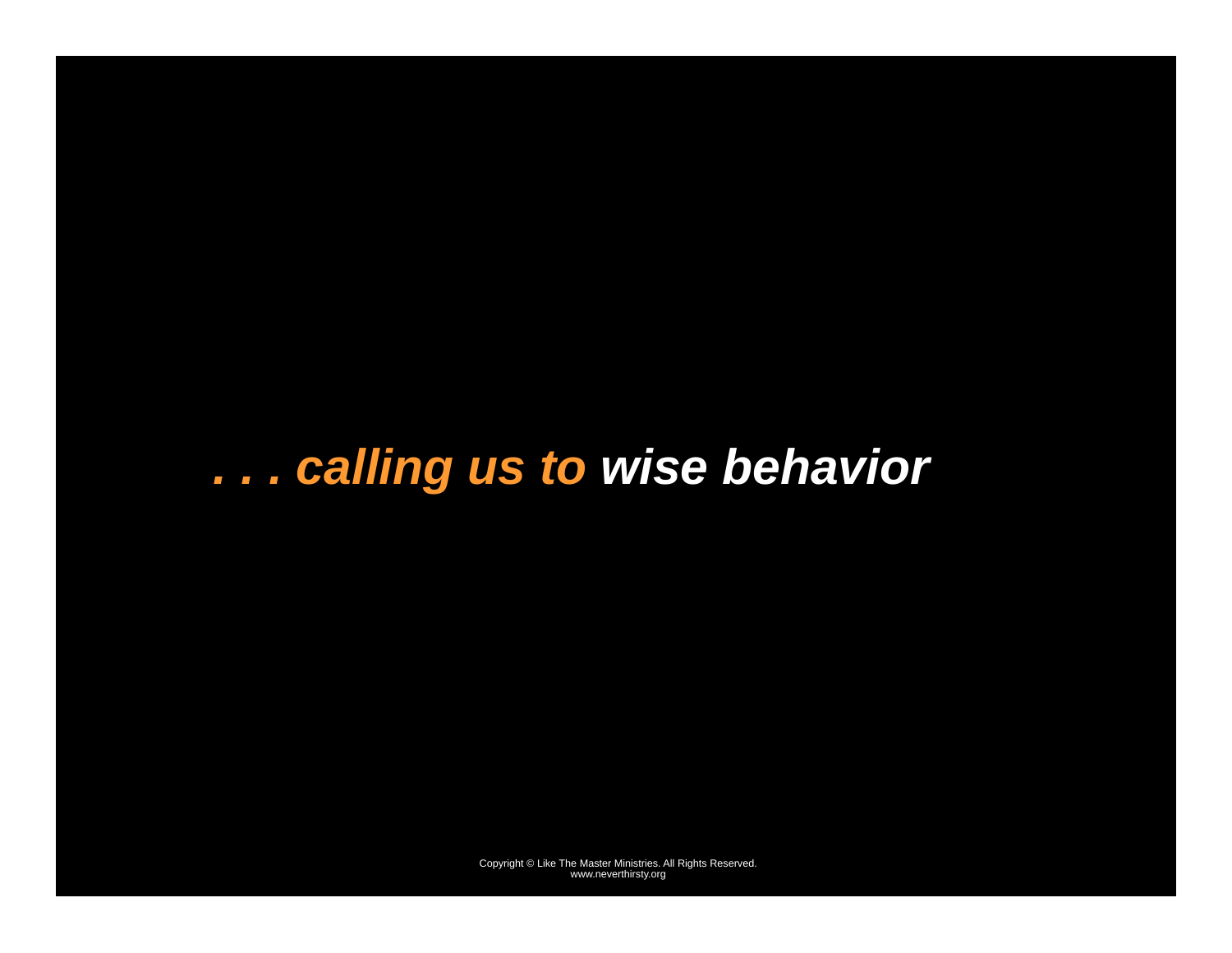***. . . calling us to wise behavior***

Copyright © Like The Master Ministries. All Rights Reserved.
www.neverthirsty.org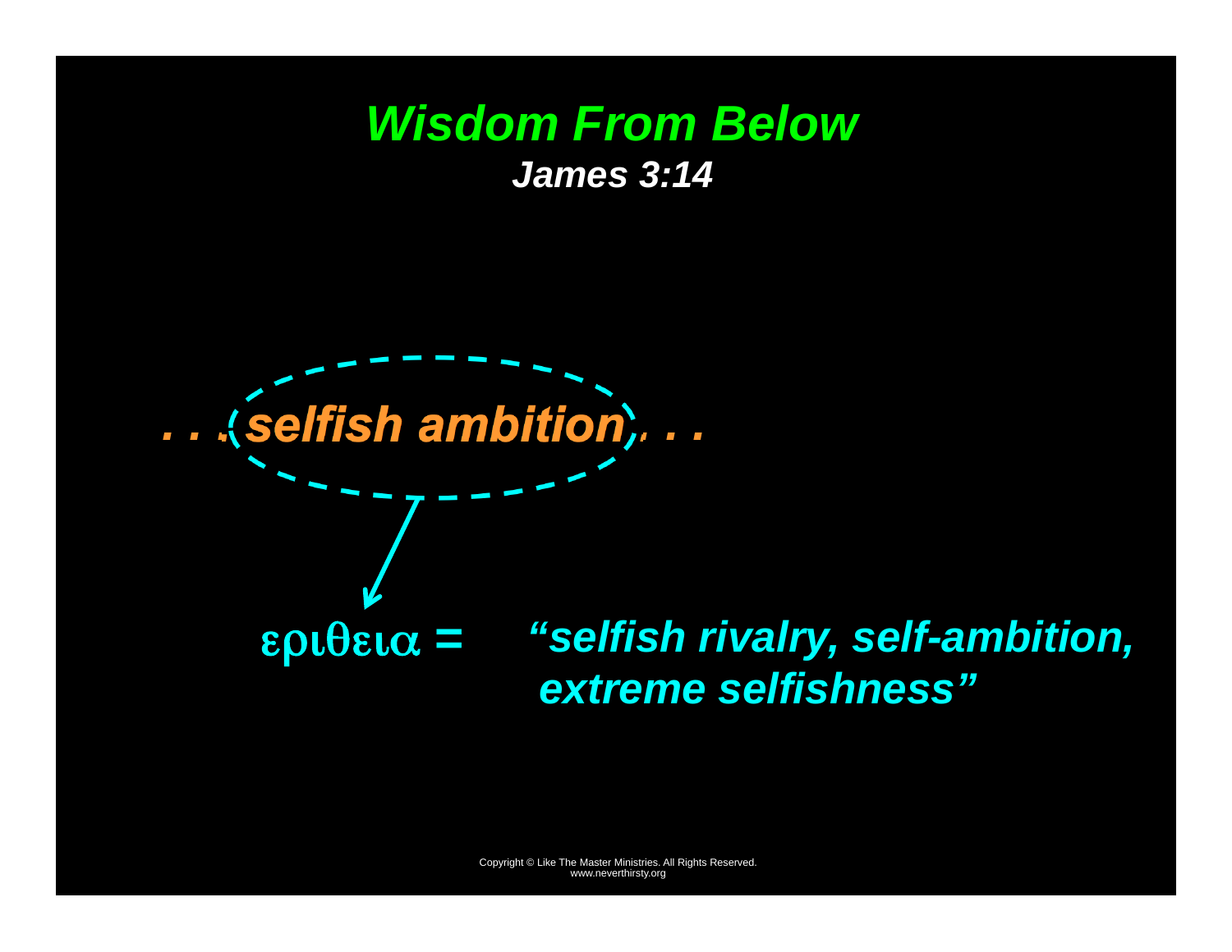# *Wisdom From Below*

***James 3:14***

***. . . selfish ambition, . . .***

εριθεια = ***"selfish rivalry, self-ambition, extreme selfishness"***

Copyright © Like The Master Ministries. All Rights Reserved.
www.neverthirsty.org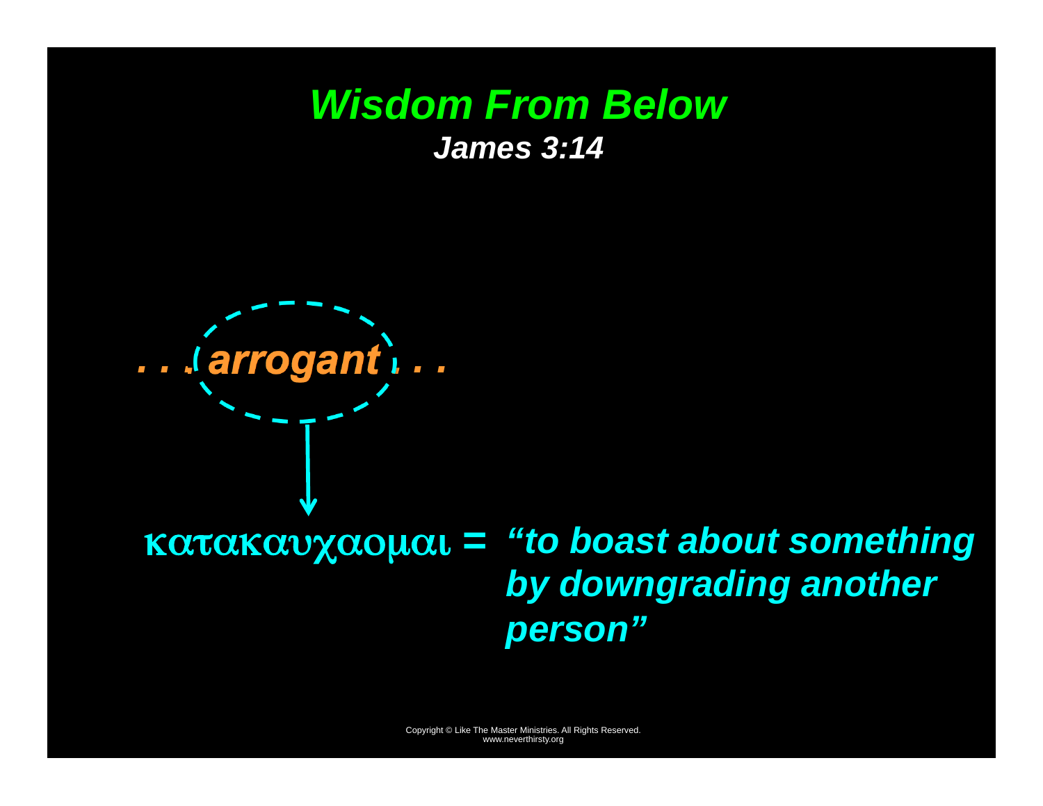# *Wisdom From Below*

### *James 3:14*

*. . . arrogant . . .*

κατακαυχαομαι = ***"to boast about something by downgrading another person"***

Copyright © Like The Master Ministries. All Rights Reserved.
www.neverthirsty.org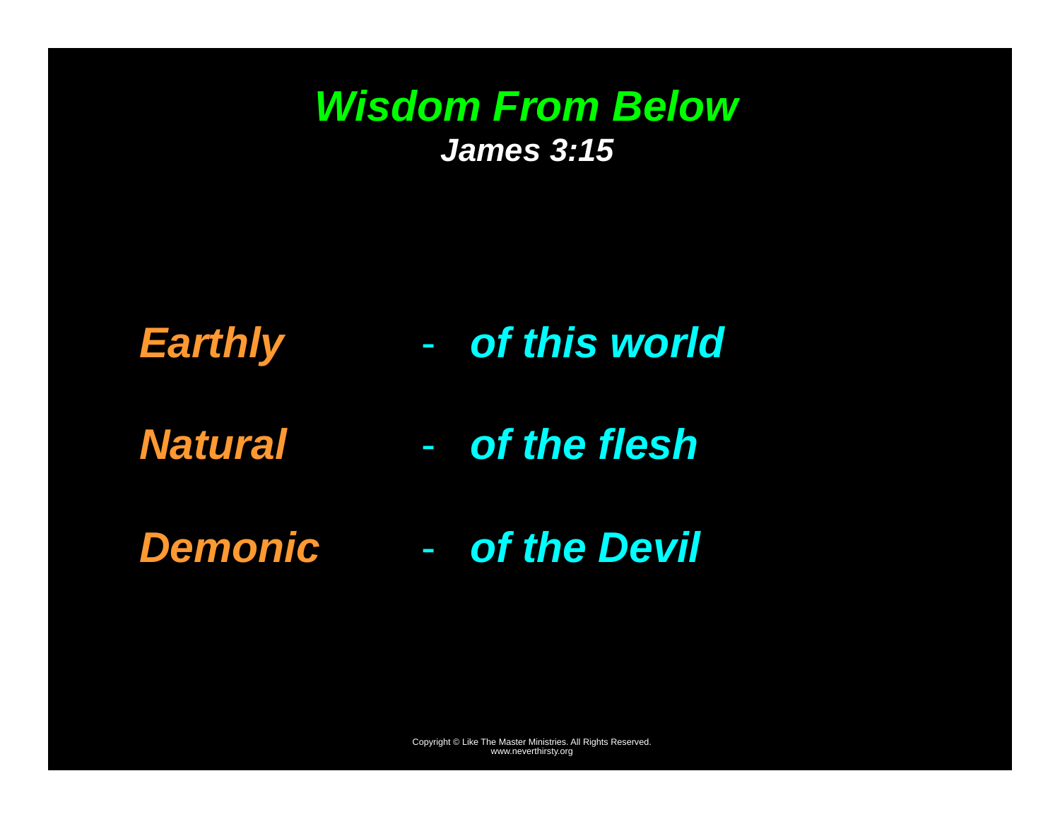# *Wisdom From Below*

***James 3:15***

***Earthly*** - ***of this world***

***Natural*** - ***of the flesh***

***Demonic*** - ***of the Devil***

Copyright © Like The Master Ministries. All Rights Reserved.
www.neverthirsty.org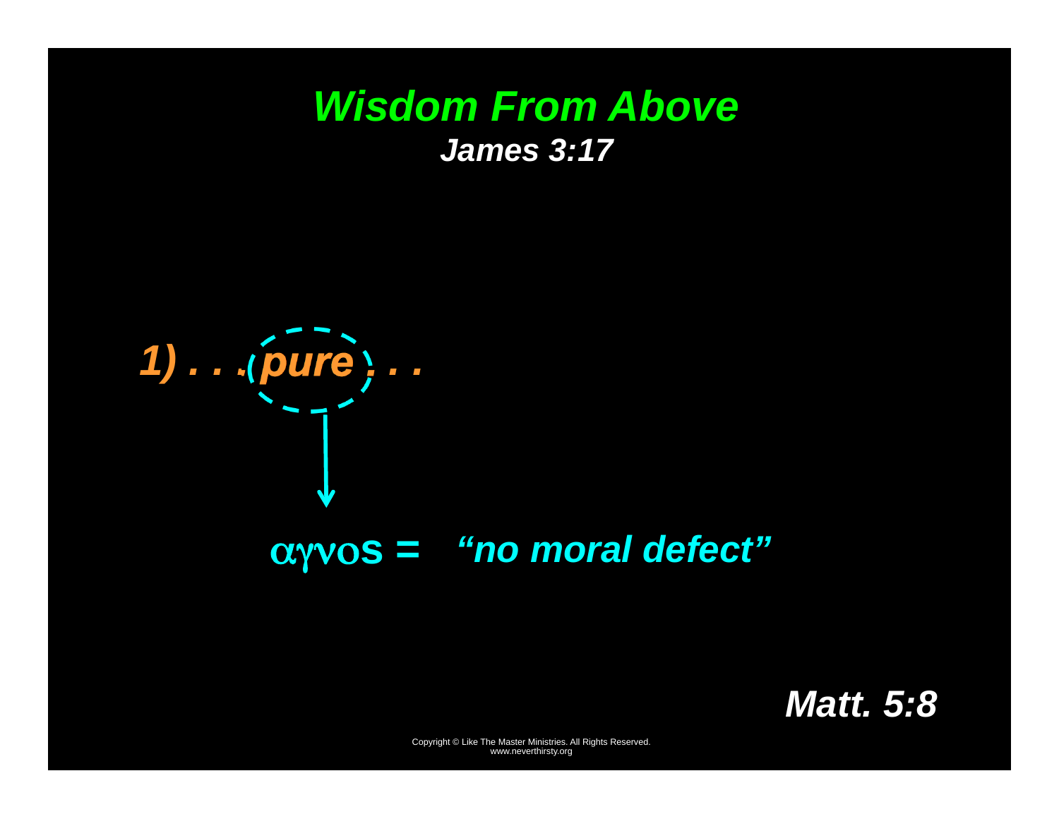# *Wisdom From Above*

***James 3:17***

***1) . . . pure . . .***

αγνος = ***"no moral defect"***

***Matt. 5:8***

Copyright © Like The Master Ministries. All Rights Reserved.
www.neverthirsty.org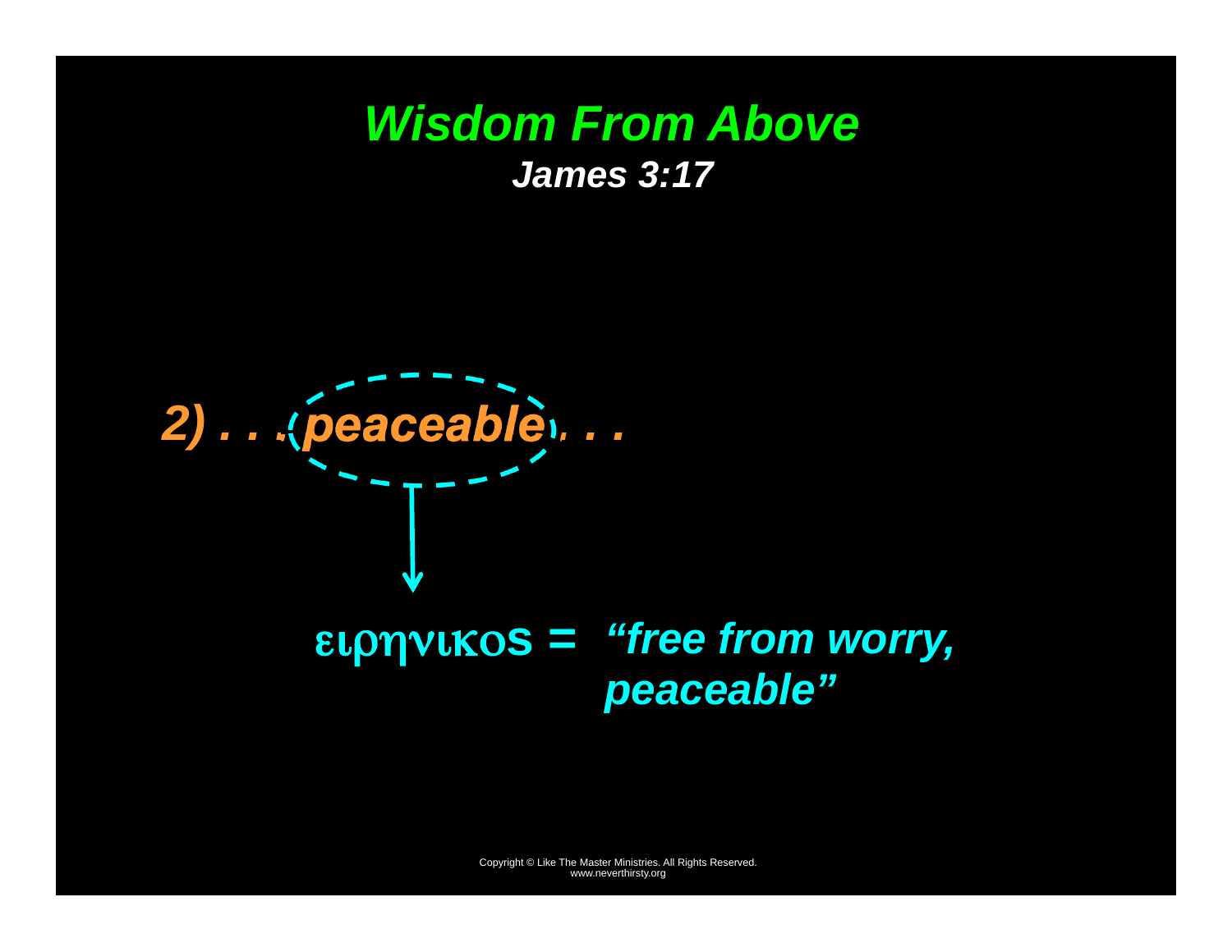# *Wisdom From Above*

***James 3:17***

*2) . . . peaceable, . . .*

ειρηνικος = *"free from worry, peaceable"*

Copyright © Like The Master Ministries. All Rights Reserved.
www.neverthirsty.org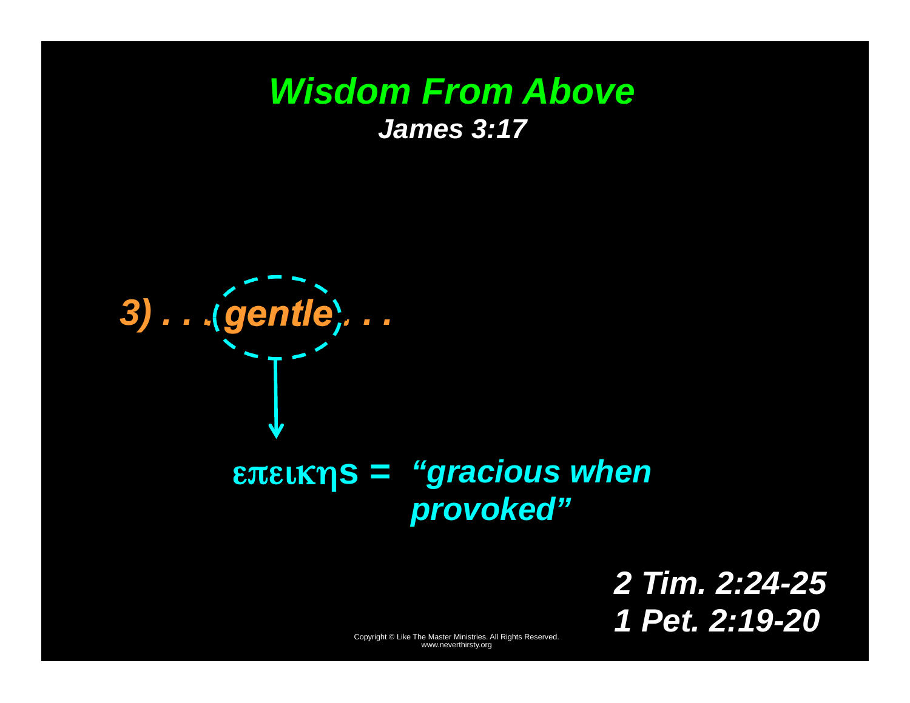# *Wisdom From Above*

***James 3:17***

***3) . . . gentle . . .***

**επεικης = *"gracious when provoked"***

***2 Tim. 2:24-25***

***1 Pet. 2:19-20***

Copyright © Like The Master Ministries. All Rights Reserved.
www.neverthirsty.org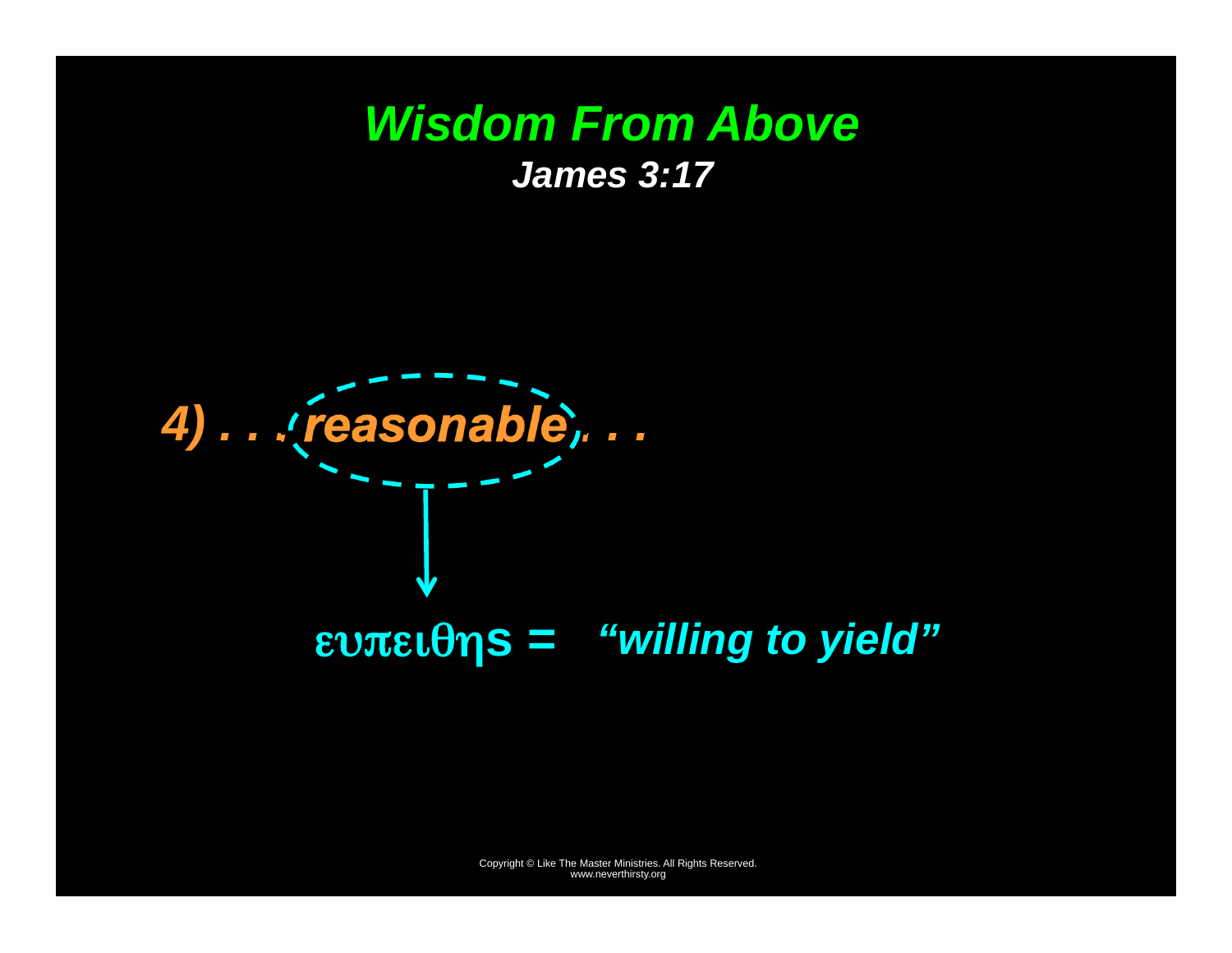# *Wisdom From Above*

***James 3:17***

***4) . . . reasonable . . .***

ευπειθης = ***"willing to yield"***

Copyright © Like The Master Ministries. All Rights Reserved.
www.neverthirsty.org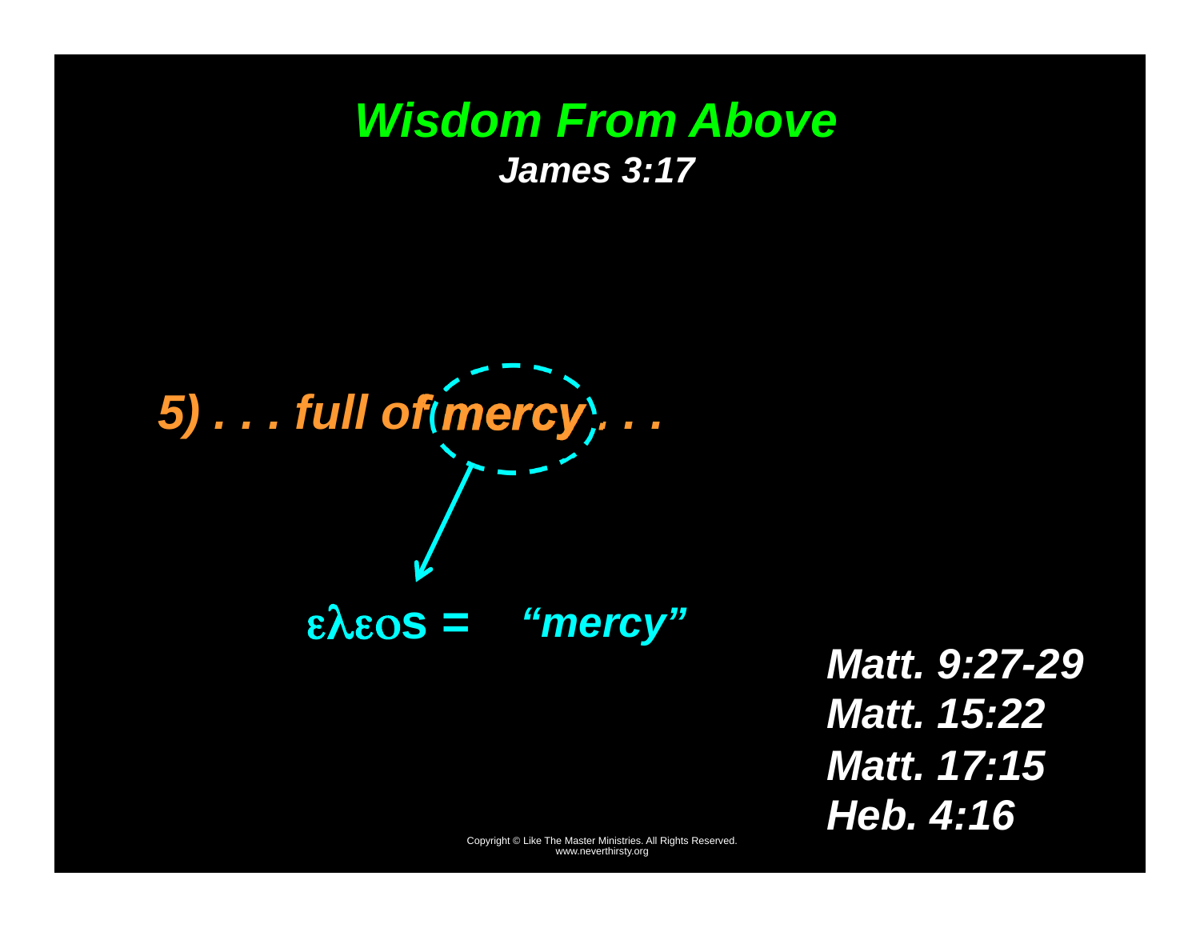# *Wisdom From Above*

### *James 3:17*

***5) . . . full of mercy . . .***

**ελεος = *"mercy"***

***Matt. 9:27-29***
***Matt. 15:22***
***Matt. 17:15***
***Heb. 4:16***

Copyright © Like The Master Ministries. All Rights Reserved.
www.neverthirsty.org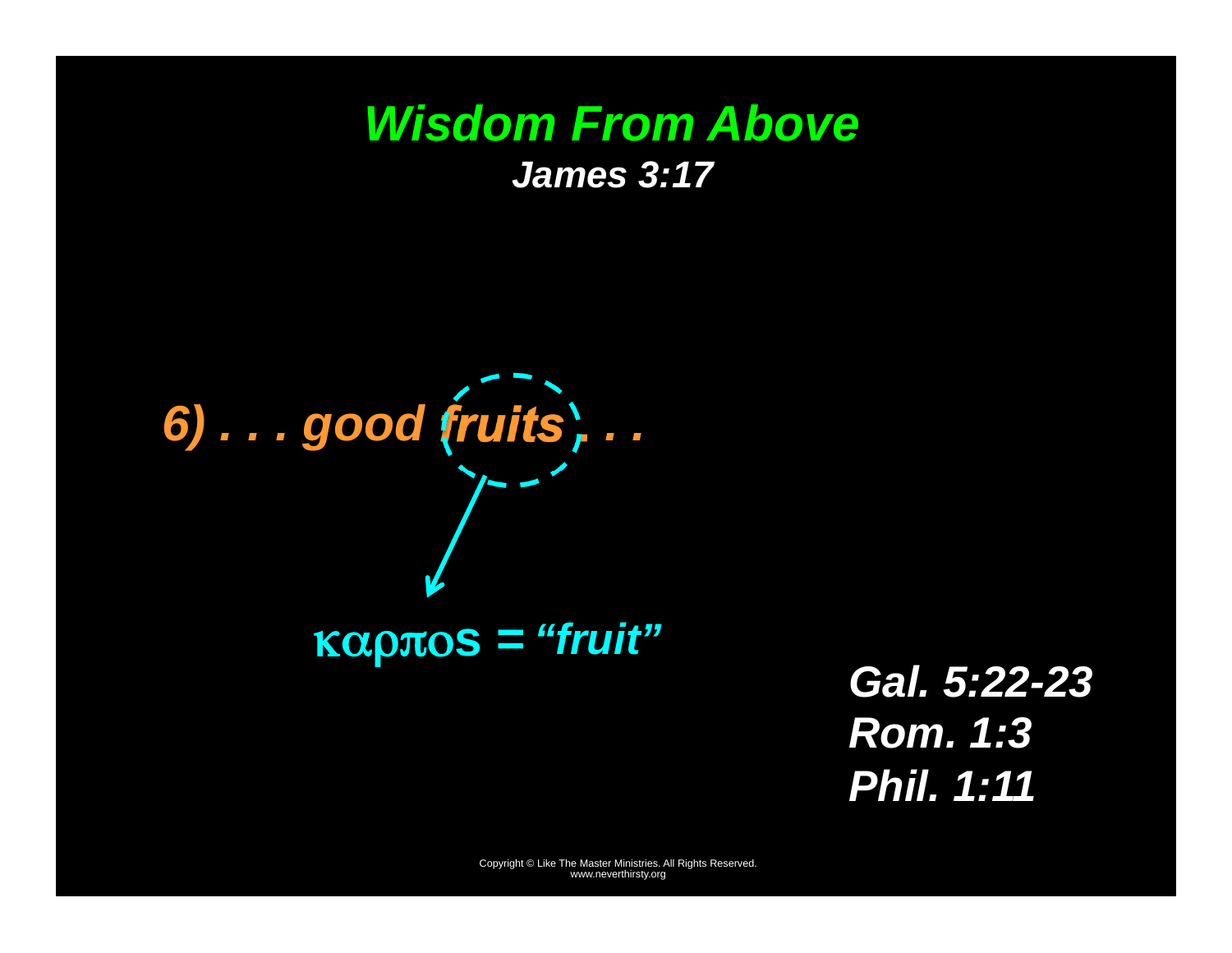# *Wisdom From Above*

***James 3:17***

***6) . . . good fruits . . .***

καρπος = ***"fruit"***

***Gal. 5:22-23***
***Rom. 1:3***
***Phil. 1:11***

Copyright © Like The Master Ministries. All Rights Reserved.
www.neverthirsty.org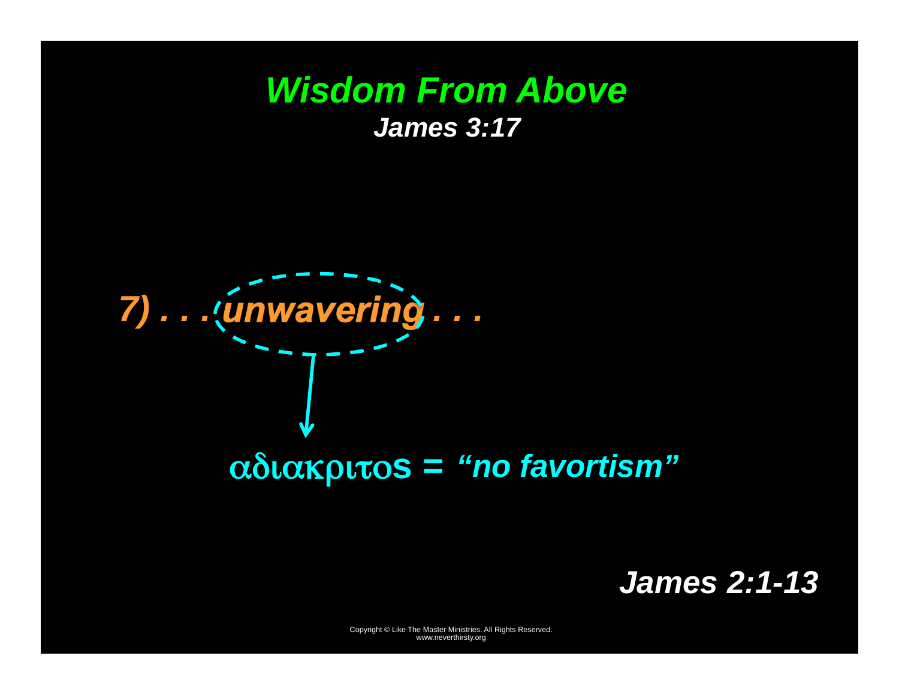# *Wisdom From Above*

***James 3:17***

***7) . . . unwavering . . .***

**αδιακριτος = *"no favortism"***

***James 2:1-13***

Copyright © Like The Master Ministries. All Rights Reserved.
www.neverthirsty.org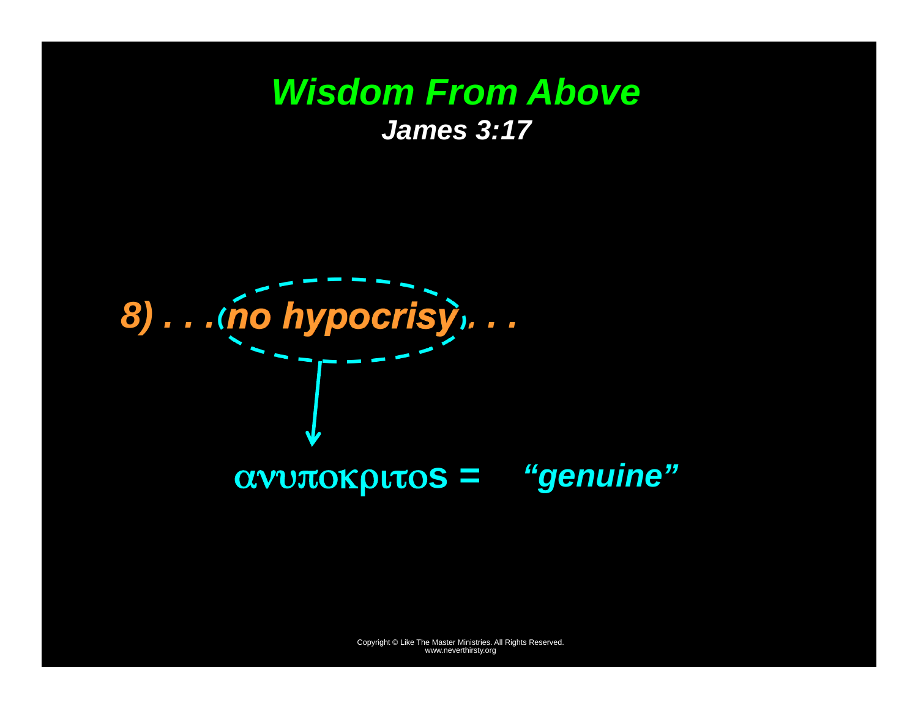# *Wisdom From Above*

### *James 3:17*

***8) . . . no hypocrisy . . .***

**ανυποκριτος = *"genuine"***

Copyright © Like The Master Ministries. All Rights Reserved.
www.neverthirsty.org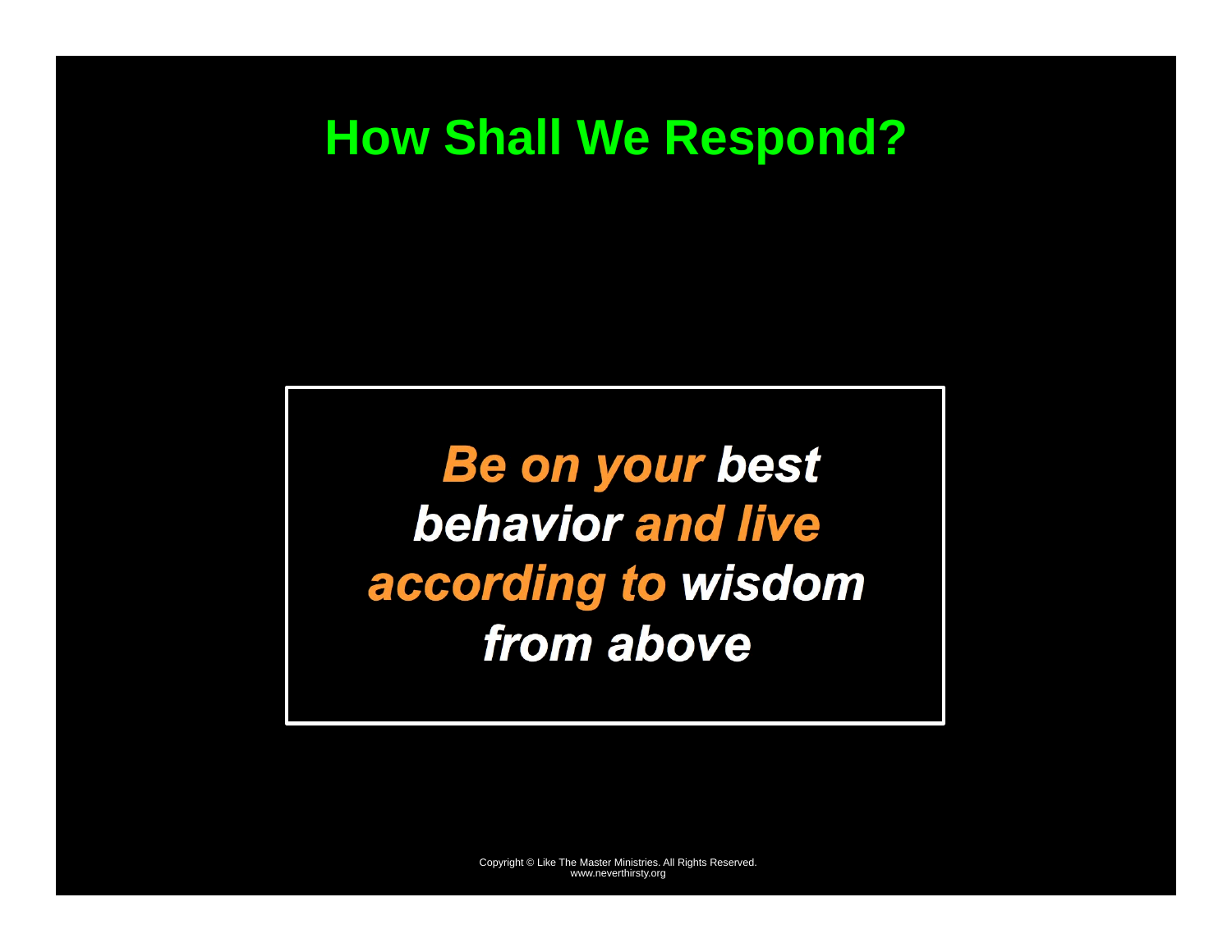# How Shall We Respond?

***Be on your best behavior and live according to wisdom from above***